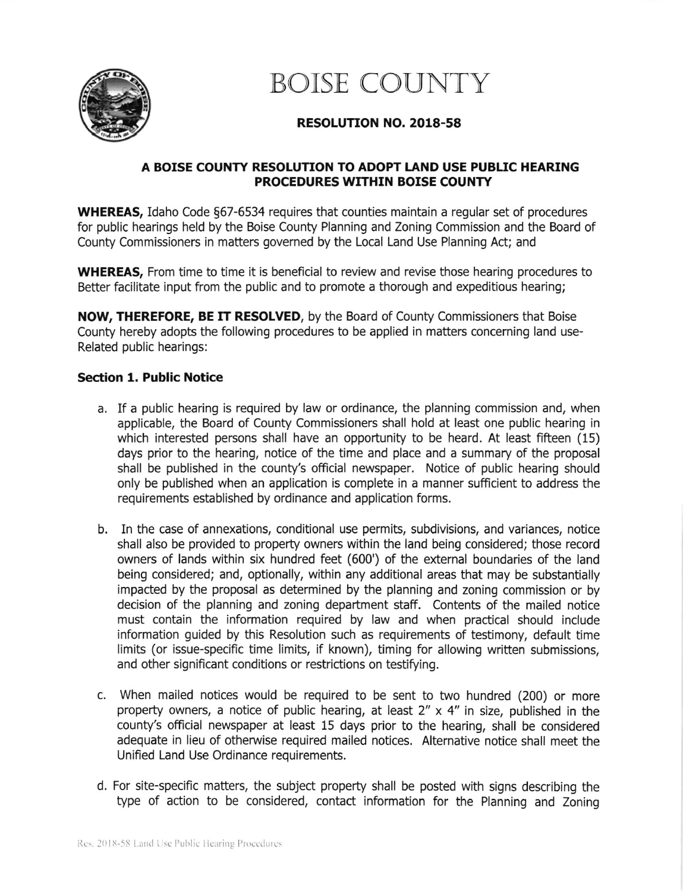# BOISE COUNTY

## RESOLUTION NO. 2018-58

### A BOISE COUNTY RESOLUTION TO ADOPT LAND USE PUBLIC HEARING PROCEDURES WITHIN BOISE COUNTY

**WHEREAS,** Idaho Code §67-6534 requires that counties maintain a regular set of procedures for public hearings held by the Boise County Planning and Zoning Commission and the Board of County Commissioners in matters governed by the Local Land Use Planning Act; and

**WHEREAS,** From time to time it is beneficial to review and revise those hearing procedures to Better facilitate input from the public and to promote a thorough and expeditious hearing;

**NOW, THEREFORE, BE IT RESOLVED**, by the Board of County Commissioners that Boise County hereby adopts the following procedures to be applied in matters concerning land use-Related public hearings:

### Section 1. Public Notice

a. If a public hearing is required by law or ordinance, the planning commission and, when applicable, the Board of County Commissioners shall hold at least one public hearing in which interested persons shall have an opportunity to be heard. At least fifteen (15) days prior to the hearing, notice of the time and place and a summary of the proposal shall be published in the county's official newspaper. Notice of public hearing should only be published when an application is complete in a manner sufficient to address the requirements established by ordinance and application forms.

b. In the case of annexations, conditional use permits, subdivisions, and variances, notice shall also be provided to property owners within the land being considered; those record owners of lands within six hundred feet (600') of the external boundaries of the land being considered; and, optionally, within any additional areas that may be substantially impacted by the proposal as determined by the planning and zoning commission or by decision of the planning and zoning department staff. Contents of the mailed notice must contain the information required by law and when practical should include information guided by this Resolution such as requirements of testimony, default time limits (or issue-specific time limits, if known), timing for allowing written submissions, and other significant conditions or restrictions on testifying.

c. When mailed notices would be required to be sent to two hundred (200) or more property owners, a notice of public hearing, at least 2" x 4" in size, published in the county's official newspaper at least 15 days prior to the hearing, shall be considered adequate in lieu of otherwise required mailed notices. Alternative notice shall meet the Unified Land Use Ordinance requirements.

d. For site-specific matters, the subject property shall be posted with signs describing the type of action to be considered, contact information for the Planning and Zoning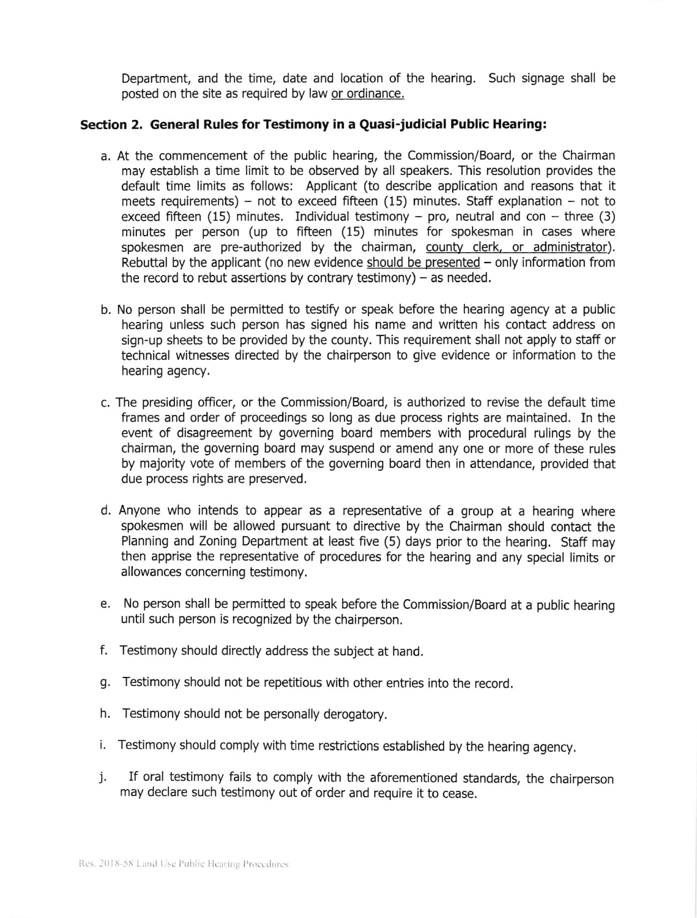Department, and the time, date and location of the hearing. Such signage shall be posted on the site as required by law <u>or ordinance.</u>

## Section 2. General Rules for Testimony in a Quasi-judicial Public Hearing:

a. At the commencement of the public hearing, the Commission/Board, or the Chairman may establish a time limit to be observed by all speakers. This resolution provides the default time limits as follows: Applicant (to describe application and reasons that it meets requirements) – not to exceed fifteen (15) minutes. Staff explanation – not to exceed fifteen (15) minutes. Individual testimony – pro, neutral and con – three (3) minutes per person (up to fifteen (15) minutes for spokesman in cases where spokesmen are pre-authorized by the chairman, <u>county clerk, or administrator</u>). Rebuttal by the applicant (no new evidence <u>should be presented</u> – only information from the record to rebut assertions by contrary testimony) – as needed.

b. No person shall be permitted to testify or speak before the hearing agency at a public hearing unless such person has signed his name and written his contact address on sign-up sheets to be provided by the county. This requirement shall not apply to staff or technical witnesses directed by the chairperson to give evidence or information to the hearing agency.

c. The presiding officer, or the Commission/Board, is authorized to revise the default time frames and order of proceedings so long as due process rights are maintained. In the event of disagreement by governing board members with procedural rulings by the chairman, the governing board may suspend or amend any one or more of these rules by majority vote of members of the governing board then in attendance, provided that due process rights are preserved.

d. Anyone who intends to appear as a representative of a group at a hearing where spokesmen will be allowed pursuant to directive by the Chairman should contact the Planning and Zoning Department at least five (5) days prior to the hearing. Staff may then apprise the representative of procedures for the hearing and any special limits or allowances concerning testimony.

e. No person shall be permitted to speak before the Commission/Board at a public hearing until such person is recognized by the chairperson.

f. Testimony should directly address the subject at hand.

g. Testimony should not be repetitious with other entries into the record.

h. Testimony should not be personally derogatory.

i. Testimony should comply with time restrictions established by the hearing agency.

j. If oral testimony fails to comply with the aforementioned standards, the chairperson may declare such testimony out of order and require it to cease.